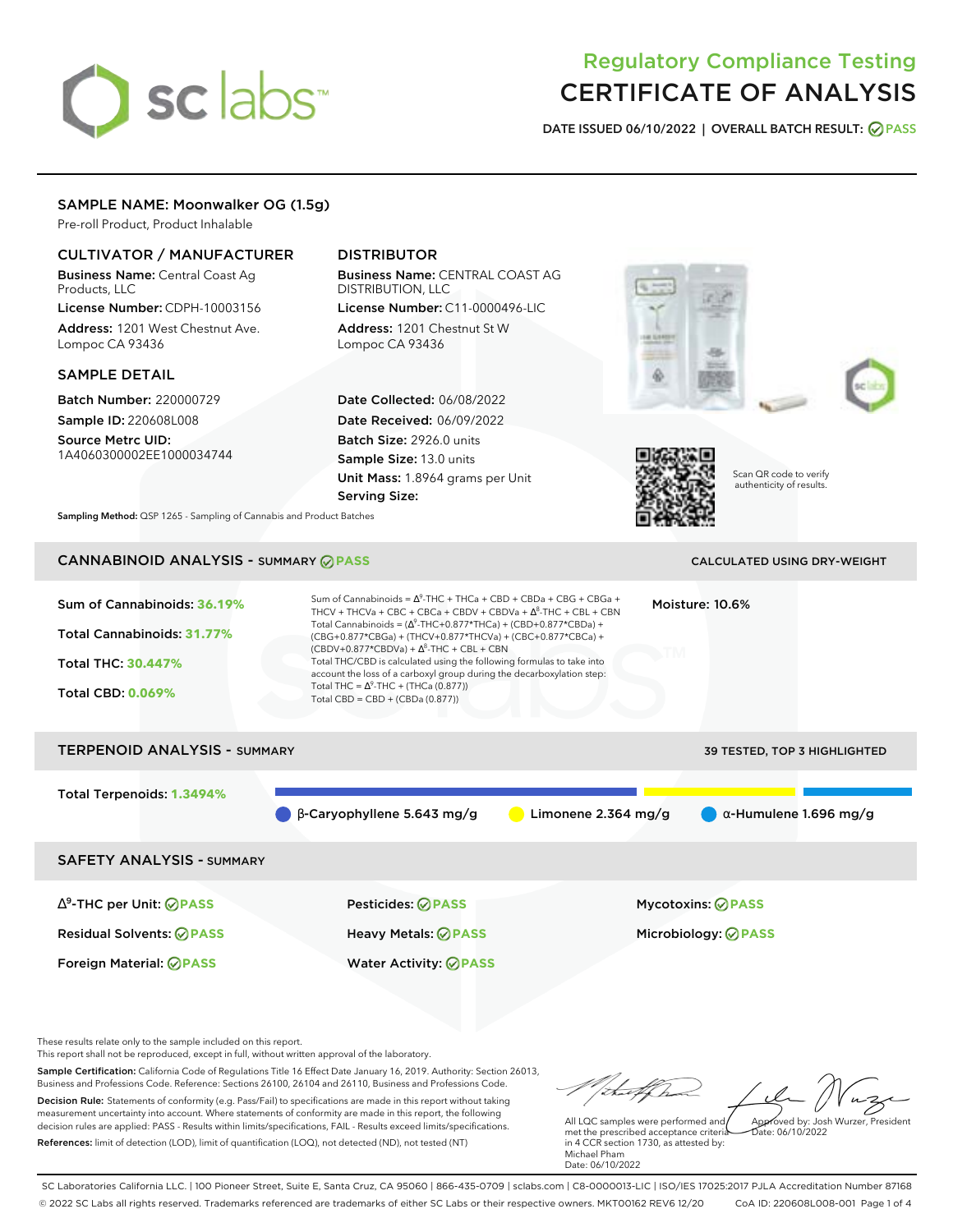# Regulatory Compliance Testing
# CERTIFICATE OF ANALYSIS

**DATE ISSUED 06/10/2022 | OVERALL BATCH RESULT: PASS**

## SAMPLE NAME: Moonwalker OG (1.5g)

Pre-roll Product, Product Inhalable

### CULTIVATOR / MANUFACTURER

**Business Name:** Central Coast Ag Products, LLC

**License Number:** CDPH-10003156

**Address:** 1201 West Chestnut Ave. Lompoc CA 93436

### DISTRIBUTOR

**Business Name:** CENTRAL COAST AG DISTRIBUTION, LLC

**License Number:** C11-0000496-LIC

**Address:** 1201 Chestnut St W Lompoc CA 93436

### SAMPLE DETAIL

**Batch Number:** 220000729

**Sample ID:** 220608L008

**Source Metrc UID:** 1A4060300002EE1000034744

**Date Collected:** 06/08/2022

**Date Received:** 06/09/2022

**Batch Size:** 2926.0 units

**Sample Size:** 13.0 units

**Unit Mass:** 1.8964 grams per Unit

**Serving Size:**

Scan QR code to verify authenticity of results.

**Sampling Method:** QSP 1265 - Sampling of Cannabis and Product Batches

## CANNABINOID ANALYSIS - SUMMARY PASS

CALCULATED USING DRY-WEIGHT

**Sum of Cannabinoids:** 36.19%

**Total Cannabinoids:** 31.77%

**Total THC:** 30.447%

**Total CBD:** 0.069%

Sum of Cannabinoids = $\Delta^9$-THC + THCa + CBD + CBDa + CBG + CBGa + THCV + THCVa + CBC + CBCa + CBDV + CBDVa + $\Delta^8$-THC + CBL + CBN

Total Cannabinoids = ($\Delta^9$-THC+0.877*THCa) + (CBD+0.877*CBDa) + (CBG+0.877*CBGa) + (THCV+0.877*THCVa) + (CBC+0.877*CBCa) + (CBDV+0.877*CBDVa) + $\Delta^8$-THC + CBL + CBN

Total THC/CBD is calculated using the following formulas to take into account the loss of a carboxyl group during the decarboxylation step:

Total THC = $\Delta^9$-THC + (THCa (0.877))

Total CBD = CBD + (CBDa (0.877))

**Moisture:** 10.6%

## TERPENOID ANALYSIS - SUMMARY

39 TESTED, TOP 3 HIGHLIGHTED

**Total Terpenoids:** 1.3494%

β-Caryophyllene 5.643 mg/g | Limonene 2.364 mg/g | α-Humulene 1.696 mg/g

## SAFETY ANALYSIS - SUMMARY

| | | |
|---|---|---|
| $\Delta^9$-THC per Unit: PASS | Pesticides: PASS | Mycotoxins: PASS |
| Residual Solvents: PASS | Heavy Metals: PASS | Microbiology: PASS |
| Foreign Material: PASS | Water Activity: PASS | |

These results relate only to the sample included on this report.

This report shall not be reproduced, except in full, without written approval of the laboratory.

**Sample Certification:** California Code of Regulations Title 16 Effect Date January 16, 2019. Authority: Section 26013, Business and Professions Code. Reference: Sections 26100, 26104 and 26110, Business and Professions Code.

**Decision Rule:** Statements of conformity (e.g. Pass/Fail) to specifications are made in this report without taking measurement uncertainty into account. Where statements of conformity are made in this report, the following decision rules are applied: PASS - Results within limits/specifications, FAIL - Results exceed limits/specifications.

**References:** limit of detection (LOD), limit of quantification (LOQ), not detected (ND), not tested (NT)

All LQC samples were performed and met the prescribed acceptance criteria in 4 CCR section 1730, as attested by: Michael Pham
Date: 06/10/2022

Approved by: Josh Wurzer, President
Date: 06/10/2022

SC Laboratories California LLC. | 100 Pioneer Street, Suite E, Santa Cruz, CA 95060 | 866-435-0709 | sclabs.com | C8-0000013-LIC | ISO/IES 17025:2017 PJLA Accreditation Number 87168

© 2022 SC Labs all rights reserved. Trademarks referenced are trademarks of either SC Labs or their respective owners. MKT00162 REV6 12/20 CoA ID: 220608L008-001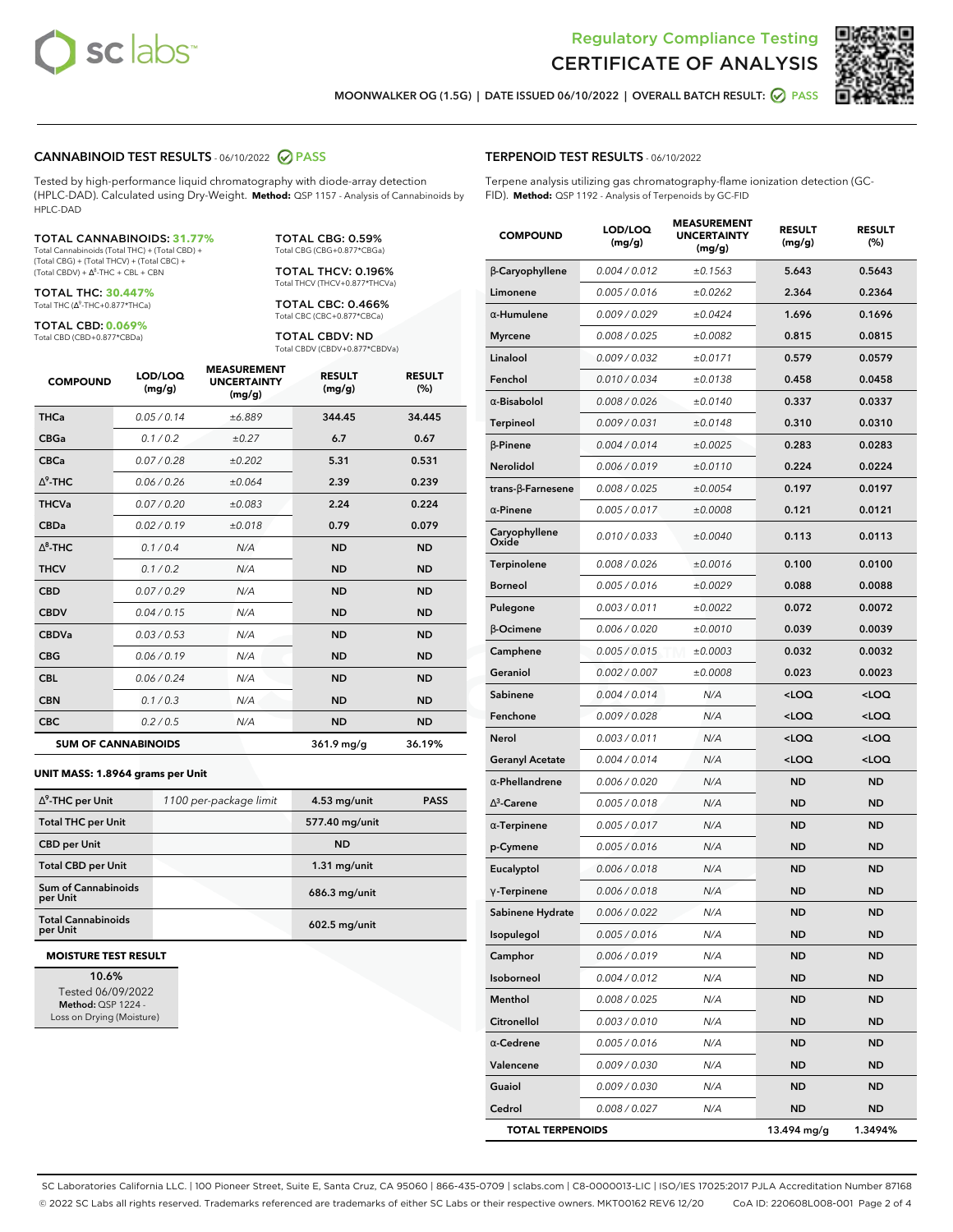Regulatory Compliance Testing
# CERTIFICATE OF ANALYSIS

MOONWALKER OG (1.5G) | DATE ISSUED 06/10/2022 | OVERALL BATCH RESULT: PASS

## CANNABINOID TEST RESULTS - 06/10/2022 PASS

Tested by high-performance liquid chromatography with diode-array detection (HPLC-DAD). Calculated using Dry-Weight. **Method:** QSP 1157 - Analysis of Cannabinoids by HPLC-DAD

**TOTAL CANNABINOIDS: 31.77%**
Total Cannabinoids (Total THC) + (Total CBD) + (Total CBG) + (Total THCV) + (Total CBC) + (Total CBDV) + $\Delta^8$-THC + CBL + CBN

**TOTAL THC: 30.447%**
Total THC ($\Delta^9$-THC+0.877*THCa)

**TOTAL CBD: 0.069%**
Total CBD (CBD+0.877*CBDa)

**TOTAL CBG: 0.59%**
Total CBG (CBG+0.877*CBGa)

**TOTAL THCV: 0.196%**
Total THCV (THCV+0.877*THCVa)

**TOTAL CBC: 0.466%**
Total CBC (CBC+0.877*CBCa)

**TOTAL CBDV: ND**
Total CBDV (CBDV+0.877*CBDVa)

| COMPOUND | LOD/LOQ (mg/g) | MEASUREMENT UNCERTAINTY (mg/g) | RESULT (mg/g) | RESULT (%) |
|---|---|---|---|---|
| THCa | 0.05 / 0.14 | ±6.889 | 344.45 | 34.445 |
| CBGa | 0.1 / 0.2 | ±0.27 | 6.7 | 0.67 |
| CBCa | 0.07 / 0.28 | ±0.202 | 5.31 | 0.531 |
| $\Delta^9$-THC | 0.06 / 0.26 | ±0.064 | 2.39 | 0.239 |
| THCVa | 0.07 / 0.20 | ±0.083 | 2.24 | 0.224 |
| CBDa | 0.02 / 0.19 | ±0.018 | 0.79 | 0.079 |
| $\Delta^8$-THC | 0.1 / 0.4 | N/A | ND | ND |
| THCV | 0.1 / 0.2 | N/A | ND | ND |
| CBD | 0.07 / 0.29 | N/A | ND | ND |
| CBDV | 0.04 / 0.15 | N/A | ND | ND |
| CBDVa | 0.03 / 0.53 | N/A | ND | ND |
| CBG | 0.06 / 0.19 | N/A | ND | ND |
| CBL | 0.06 / 0.24 | N/A | ND | ND |
| CBN | 0.1 / 0.3 | N/A | ND | ND |
| CBC | 0.2 / 0.5 | N/A | ND | ND |
| **SUM OF CANNABINOIDS** | | | 361.9 mg/g | 36.19% |

**UNIT MASS: 1.8964 grams per Unit**

| | | | |
|---|---|---|---|
| $\Delta^9$-THC per Unit | 1100 per-package limit | 4.53 mg/unit | PASS |
| Total THC per Unit | | 577.40 mg/unit | |
| CBD per Unit | | ND | |
| Total CBD per Unit | | 1.31 mg/unit | |
| Sum of Cannabinoids per Unit | | 686.3 mg/unit | |
| Total Cannabinoids per Unit | | 602.5 mg/unit | |

**MOISTURE TEST RESULT**

10.6%
Tested 06/09/2022
**Method:** QSP 1224 - Loss on Drying (Moisture)

## TERPENOID TEST RESULTS - 06/10/2022

Terpene analysis utilizing gas chromatography-flame ionization detection (GC-FID). **Method:** QSP 1192 - Analysis of Terpenoids by GC-FID

| COMPOUND | LOD/LOQ (mg/g) | MEASUREMENT UNCERTAINTY (mg/g) | RESULT (mg/g) | RESULT (%) |
|---|---|---|---|---|
| β-Caryophyllene | 0.004 / 0.012 | ±0.1563 | 5.643 | 0.5643 |
| Limonene | 0.005 / 0.016 | ±0.0262 | 2.364 | 0.2364 |
| α-Humulene | 0.009 / 0.029 | ±0.0424 | 1.696 | 0.1696 |
| Myrcene | 0.008 / 0.025 | ±0.0082 | 0.815 | 0.0815 |
| Linalool | 0.009 / 0.032 | ±0.0171 | 0.579 | 0.0579 |
| Fenchol | 0.010 / 0.034 | ±0.0138 | 0.458 | 0.0458 |
| α-Bisabolol | 0.008 / 0.026 | ±0.0140 | 0.337 | 0.0337 |
| Terpineol | 0.009 / 0.031 | ±0.0148 | 0.310 | 0.0310 |
| β-Pinene | 0.004 / 0.014 | ±0.0025 | 0.283 | 0.0283 |
| Nerolidol | 0.006 / 0.019 | ±0.0110 | 0.224 | 0.0224 |
| trans-β-Farnesene | 0.008 / 0.025 | ±0.0054 | 0.197 | 0.0197 |
| α-Pinene | 0.005 / 0.017 | ±0.0008 | 0.121 | 0.0121 |
| Caryophyllene Oxide | 0.010 / 0.033 | ±0.0040 | 0.113 | 0.0113 |
| Terpinolene | 0.008 / 0.026 | ±0.0016 | 0.100 | 0.0100 |
| Borneol | 0.005 / 0.016 | ±0.0029 | 0.088 | 0.0088 |
| Pulegone | 0.003 / 0.011 | ±0.0022 | 0.072 | 0.0072 |
| β-Ocimene | 0.006 / 0.020 | ±0.0010 | 0.039 | 0.0039 |
| Camphene | 0.005 / 0.015 | ±0.0003 | 0.032 | 0.0032 |
| Geraniol | 0.002 / 0.007 | ±0.0008 | 0.023 | 0.0023 |
| Sabinene | 0.004 / 0.014 | N/A | <LOQ | <LOQ |
| Fenchone | 0.009 / 0.028 | N/A | <LOQ | <LOQ |
| Nerol | 0.003 / 0.011 | N/A | <LOQ | <LOQ |
| Geranyl Acetate | 0.004 / 0.014 | N/A | <LOQ | <LOQ |
| α-Phellandrene | 0.006 / 0.020 | N/A | ND | ND |
| $\Delta^3$-Carene | 0.005 / 0.018 | N/A | ND | ND |
| α-Terpinene | 0.005 / 0.017 | N/A | ND | ND |
| p-Cymene | 0.005 / 0.016 | N/A | ND | ND |
| Eucalyptol | 0.006 / 0.018 | N/A | ND | ND |
| γ-Terpinene | 0.006 / 0.018 | N/A | ND | ND |
| Sabinene Hydrate | 0.006 / 0.022 | N/A | ND | ND |
| Isopulegol | 0.005 / 0.016 | N/A | ND | ND |
| Camphor | 0.006 / 0.019 | N/A | ND | ND |
| Isoborneol | 0.004 / 0.012 | N/A | ND | ND |
| Menthol | 0.008 / 0.025 | N/A | ND | ND |
| Citronellol | 0.003 / 0.010 | N/A | ND | ND |
| α-Cedrene | 0.005 / 0.016 | N/A | ND | ND |
| Valencene | 0.009 / 0.030 | N/A | ND | ND |
| Guaiol | 0.009 / 0.030 | N/A | ND | ND |
| Cedrol | 0.008 / 0.027 | N/A | ND | ND |
| **TOTAL TERPENOIDS** | | | 13.494 mg/g | 1.3494% |

SC Laboratories California LLC. | 100 Pioneer Street, Suite E, Santa Cruz, CA 95060 | 866-435-0709 | sclabs.com | C8-0000013-LIC | ISO/IES 17025:2017 PJLA Accreditation Number 87168
© 2022 SC Labs all rights reserved. Trademarks referenced are trademarks of either SC Labs or their respective owners. MKT00162 REV6 12/20 CoA ID: 220608L008-001